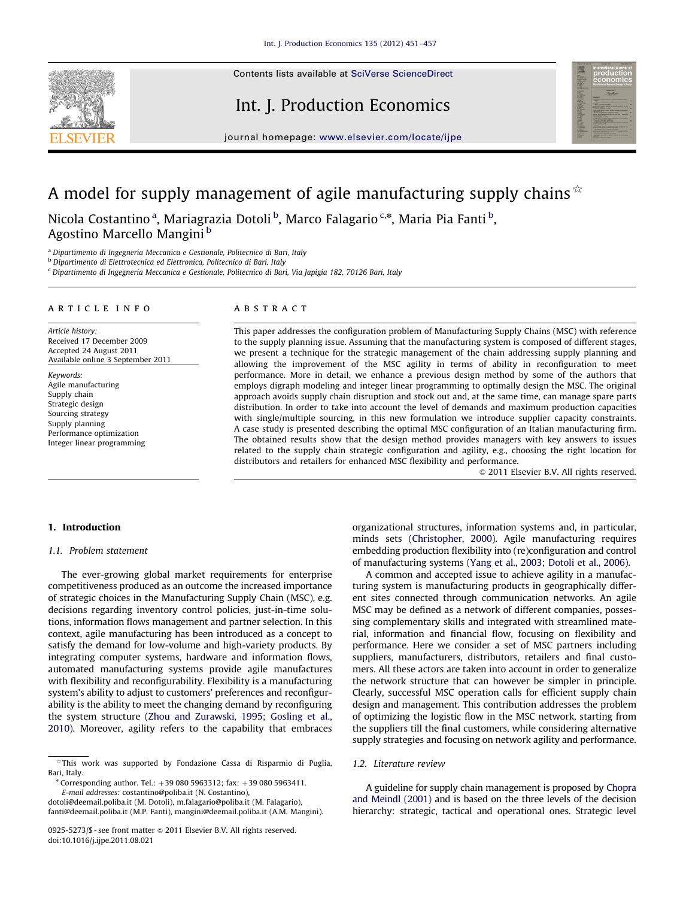# A model for supply management of agile manufacturing supply chains ☆

Nicola Costantino [a], Mariagrazia Dotoli [b], Marco Falagario [c,*], Maria Pia Fanti [b], Agostino Marcello Mangini [b]

[a] Dipartimento di Ingegneria Meccanica e Gestionale, Politecnico di Bari, Italy
[b] Dipartimento di Elettrotecnica ed Elettronica, Politecnico di Bari, Italy
[c] Dipartimento di Ingegneria Meccanica e Gestionale, Politecnico di Bari, Via Japigia 182, 70126 Bari, Italy

## ARTICLE INFO

*Article history:*
Received 17 December 2009
Accepted 24 August 2011
Available online 3 September 2011

*Keywords:*
Agile manufacturing
Supply chain
Strategic design
Sourcing strategy
Supply planning
Performance optimization
Integer linear programming

## ABSTRACT

This paper addresses the configuration problem of Manufacturing Supply Chains (MSC) with reference to the supply planning issue. Assuming that the manufacturing system is composed of different stages, we present a technique for the strategic management of the chain addressing supply planning and allowing the improvement of the MSC agility in terms of ability in reconfiguration to meet performance. More in detail, we enhance a previous design method by some of the authors that employs digraph modeling and integer linear programming to optimally design the MSC. The original approach avoids supply chain disruption and stock out and, at the same time, can manage spare parts distribution. In order to take into account the level of demands and maximum production capacities with single/multiple sourcing, in this new formulation we introduce supplier capacity constraints. A case study is presented describing the optimal MSC configuration of an Italian manufacturing firm. The obtained results show that the design method provides managers with key answers to issues related to the supply chain strategic configuration and agility, e.g., choosing the right location for distributors and retailers for enhanced MSC flexibility and performance.

© 2011 Elsevier B.V. All rights reserved.

## 1. Introduction

### 1.1. Problem statement

The ever-growing global market requirements for enterprise competitiveness produced as an outcome the increased importance of strategic choices in the Manufacturing Supply Chain (MSC), e.g. decisions regarding inventory control policies, just-in-time solutions, information flows management and partner selection. In this context, agile manufacturing has been introduced as a concept to satisfy the demand for low-volume and high-variety products. By integrating computer systems, hardware and information flows, automated manufacturing systems provide agile manufactures with flexibility and reconfigurability. Flexibility is a manufacturing system's ability to adjust to customers' preferences and reconfigurability is the ability to meet the changing demand by reconfiguring the system structure (Zhou and Zurawski, 1995; Gosling et al., 2010). Moreover, agility refers to the capability that embraces organizational structures, information systems and, in particular, minds sets (Christopher, 2000). Agile manufacturing requires embedding production flexibility into (re)configuration and control of manufacturing systems (Yang et al., 2003; Dotoli et al., 2006).

A common and accepted issue to achieve agility in a manufacturing system is manufacturing products in geographically different sites connected through communication networks. An agile MSC may be defined as a network of different companies, possessing complementary skills and integrated with streamlined material, information and financial flow, focusing on flexibility and performance. Here we consider a set of MSC partners including suppliers, manufacturers, distributors, retailers and final customers. All these actors are taken into account in order to generalize the network structure that can however be simpler in principle. Clearly, successful MSC operation calls for efficient supply chain design and management. This contribution addresses the problem of optimizing the logistic flow in the MSC network, starting from the suppliers till the final customers, while considering alternative supply strategies and focusing on network agility and performance.

### 1.2. Literature review

A guideline for supply chain management is proposed by Chopra and Meindl (2001) and is based on the three levels of the decision hierarchy: strategic, tactical and operational ones. Strategic level

---

☆ This work was supported by Fondazione Cassa di Risparmio di Puglia, Bari, Italy.

\* Corresponding author. Tel.: +39 080 5963312; fax: +39 080 5963411.
*E-mail addresses:* costantino@poliba.it (N. Costantino), dotoli@deemail.poliba.it (M. Dotoli), m.falagario@poliba.it (M. Falagario), fanti@deemail.poliba.it (M.P. Fanti), mangini@deemail.poliba.it (A.M. Mangini).

0925-5273/$ - see front matter © 2011 Elsevier B.V. All rights reserved.
doi:10.1016/j.ijpe.2011.08.021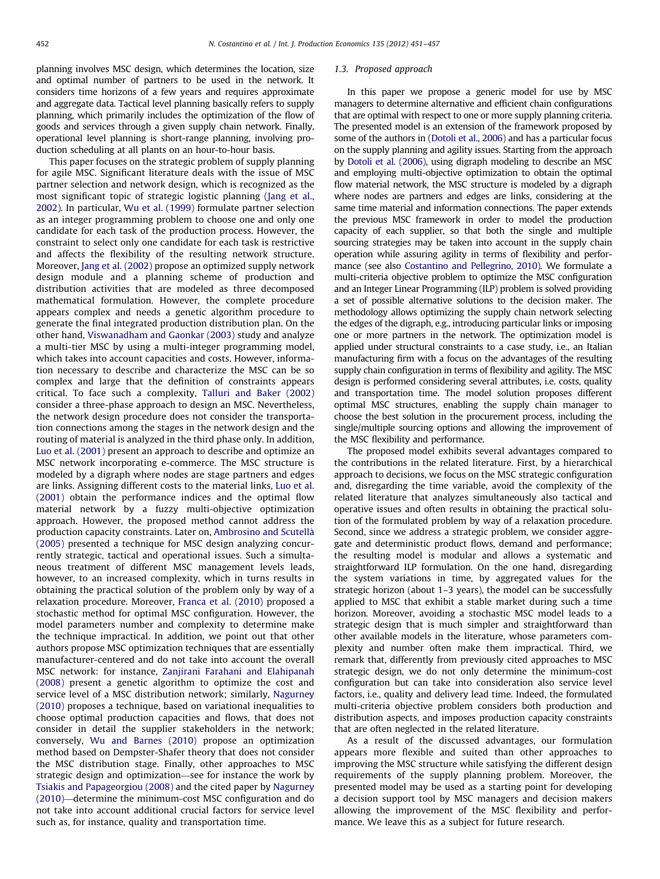planning involves MSC design, which determines the location, size and optimal number of partners to be used in the network. It considers time horizons of a few years and requires approximate and aggregate data. Tactical level planning basically refers to supply planning, which primarily includes the optimization of the flow of goods and services through a given supply chain network. Finally, operational level planning is short-range planning, involving production scheduling at all plants on an hour-to-hour basis.

This paper focuses on the strategic problem of supply planning for agile MSC. Significant literature deals with the issue of MSC partner selection and network design, which is recognized as the most significant topic of strategic logistic planning (Jang et al., 2002). In particular, Wu et al. (1999) formulate partner selection as an integer programming problem to choose one and only one candidate for each task of the production process. However, the constraint to select only one candidate for each task is restrictive and affects the flexibility of the resulting network structure. Moreover, Jang et al. (2002) propose an optimized supply network design module and a planning scheme of production and distribution activities that are modeled as three decomposed mathematical formulation. However, the complete procedure appears complex and needs a genetic algorithm procedure to generate the final integrated production distribution plan. On the other hand, Viswanadham and Gaonkar (2003) study and analyze a multi-tier MSC by using a multi-integer programming model, which takes into account capacities and costs. However, information necessary to describe and characterize the MSC can be so complex and large that the definition of constraints appears critical. To face such a complexity, Talluri and Baker (2002) consider a three-phase approach to design an MSC. Nevertheless, the network design procedure does not consider the transportation connections among the stages in the network design and the routing of material is analyzed in the third phase only. In addition, Luo et al. (2001) present an approach to describe and optimize an MSC network incorporating e-commerce. The MSC structure is modeled by a digraph where nodes are stage partners and edges are links. Assigning different costs to the material links, Luo et al. (2001) obtain the performance indices and the optimal flow material network by a fuzzy multi-objective optimization approach. However, the proposed method cannot address the production capacity constraints. Later on, Ambrosino and Scutellà (2005) presented a technique for MSC design analyzing concurrently strategic, tactical and operational issues. Such a simultaneous treatment of different MSC management levels leads, however, to an increased complexity, which in turns results in obtaining the practical solution of the problem only by way of a relaxation procedure. Moreover, Franca et al. (2010) proposed a stochastic method for optimal MSC configuration. However, the model parameters number and complexity to determine make the technique impractical. In addition, we point out that other authors propose MSC optimization techniques that are essentially manufacturer-centered and do not take into account the overall MSC network: for instance, Zanjirani Farahani and Elahipanah (2008) present a genetic algorithm to optimize the cost and service level of a MSC distribution network; similarly, Nagurney (2010) proposes a technique, based on variational inequalities to choose optimal production capacities and flows, that does not consider in detail the supplier stakeholders in the network; conversely, Wu and Barnes (2010) propose an optimization method based on Dempster-Shafer theory that does not consider the MSC distribution stage. Finally, other approaches to MSC strategic design and optimization—see for instance the work by Tsiakis and Papageorgiou (2008) and the cited paper by Nagurney (2010)—determine the minimum-cost MSC configuration and do not take into account additional crucial factors for service level such as, for instance, quality and transportation time.

### 1.3. Proposed approach

In this paper we propose a generic model for use by MSC managers to determine alternative and efficient chain configurations that are optimal with respect to one or more supply planning criteria. The presented model is an extension of the framework proposed by some of the authors in (Dotoli et al., 2006) and has a particular focus on the supply planning and agility issues. Starting from the approach by Dotoli et al. (2006), using digraph modeling to describe an MSC and employing multi-objective optimization to obtain the optimal flow material network, the MSC structure is modeled by a digraph where nodes are partners and edges are links, considering at the same time material and information connections. The paper extends the previous MSC framework in order to model the production capacity of each supplier, so that both the single and multiple sourcing strategies may be taken into account in the supply chain operation while assuring agility in terms of flexibility and performance (see also Costantino and Pellegrino, 2010). We formulate a multi-criteria objective problem to optimize the MSC configuration and an Integer Linear Programming (ILP) problem is solved providing a set of possible alternative solutions to the decision maker. The methodology allows optimizing the supply chain network selecting the edges of the digraph, e.g., introducing particular links or imposing one or more partners in the network. The optimization model is applied under structural constraints to a case study, i.e., an Italian manufacturing firm with a focus on the advantages of the resulting supply chain configuration in terms of flexibility and agility. The MSC design is performed considering several attributes, i.e. costs, quality and transportation time. The model solution proposes different optimal MSC structures, enabling the supply chain manager to choose the best solution in the procurement process, including the single/multiple sourcing options and allowing the improvement of the MSC flexibility and performance.

The proposed model exhibits several advantages compared to the contributions in the related literature. First, by a hierarchical approach to decisions, we focus on the MSC strategic configuration and, disregarding the time variable, avoid the complexity of the related literature that analyzes simultaneously also tactical and operative issues and often results in obtaining the practical solution of the formulated problem by way of a relaxation procedure. Second, since we address a strategic problem, we consider aggregate and deterministic product flows, demand and performance; the resulting model is modular and allows a systematic and straightforward ILP formulation. On the one hand, disregarding the system variations in time, by aggregated values for the strategic horizon (about 1–3 years), the model can be successfully applied to MSC that exhibit a stable market during such a time horizon. Moreover, avoiding a stochastic MSC model leads to a strategic design that is much simpler and straightforward than other available models in the literature, whose parameters complexity and number often make them impractical. Third, we remark that, differently from previously cited approaches to MSC strategic design, we do not only determine the minimum-cost configuration but can take into consideration also service level factors, i.e., quality and delivery lead time. Indeed, the formulated multi-criteria objective problem considers both production and distribution aspects, and imposes production capacity constraints that are often neglected in the related literature.

As a result of the discussed advantages, our formulation appears more flexible and suited than other approaches to improving the MSC structure while satisfying the different design requirements of the supply planning problem. Moreover, the presented model may be used as a starting point for developing a decision support tool by MSC managers and decision makers allowing the improvement of the MSC flexibility and performance. We leave this as a subject for future research.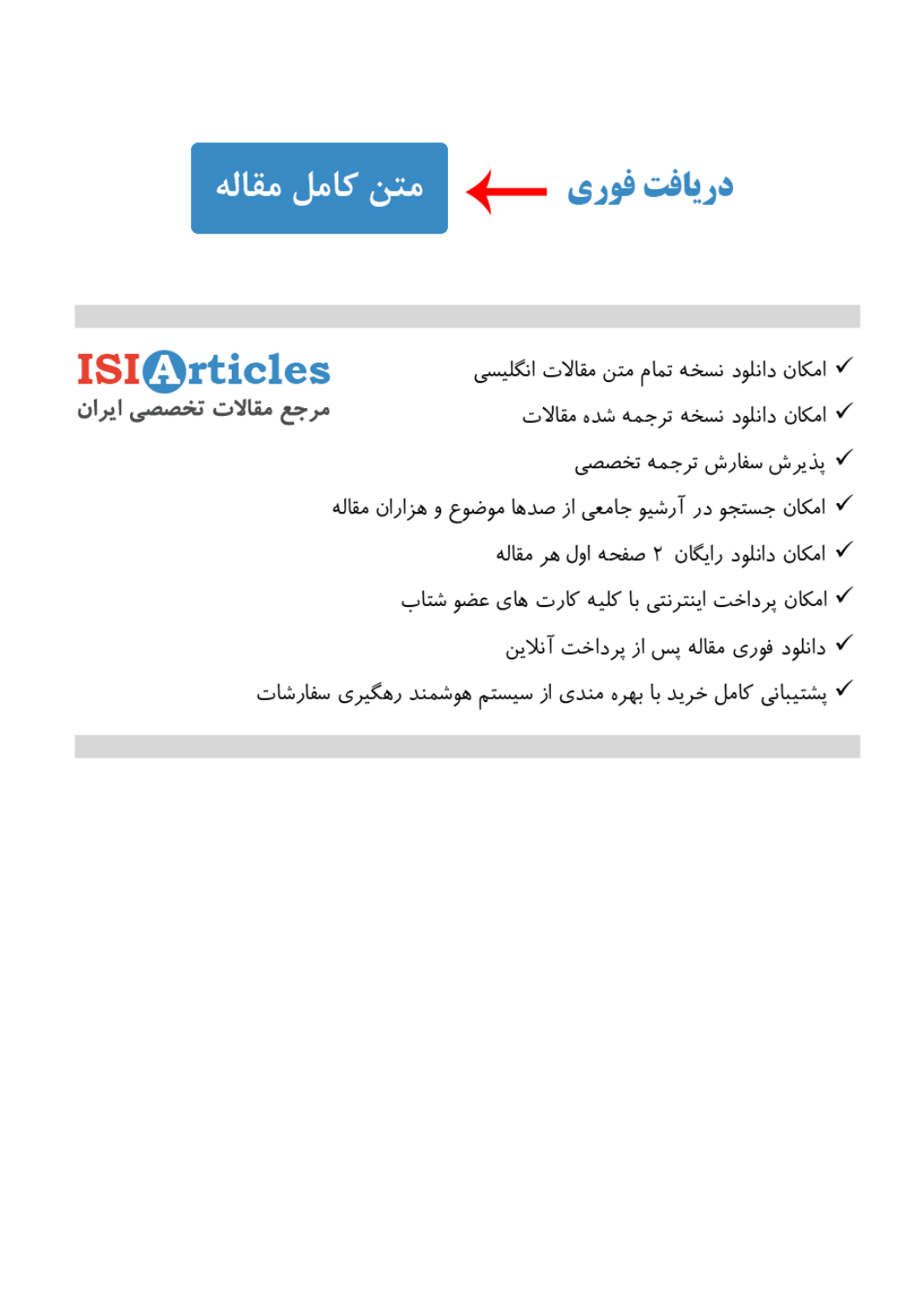دریافت فوری ← **متن کامل مقاله**

**ISIArticles**
مرجع مقالات تخصصی ایران

- ✓ امکان دانلود نسخه تمام متن مقالات انگلیسی
- ✓ امکان دانلود نسخه ترجمه شده مقالات
- ✓ پذیرش سفارش ترجمه تخصصی
- ✓ امکان جستجو در آرشیو جامعی از صدها موضوع و هزاران مقاله
- ✓ امکان دانلود رایگان ۲ صفحه اول هر مقاله
- ✓ امکان پرداخت اینترنتی با کلیه کارت های عضو شتاب
- ✓ دانلود فوری مقاله پس از پرداخت آنلاین
- ✓ پشتیبانی کامل خرید با بهره مندی از سیستم هوشمند رهگیری سفارشات